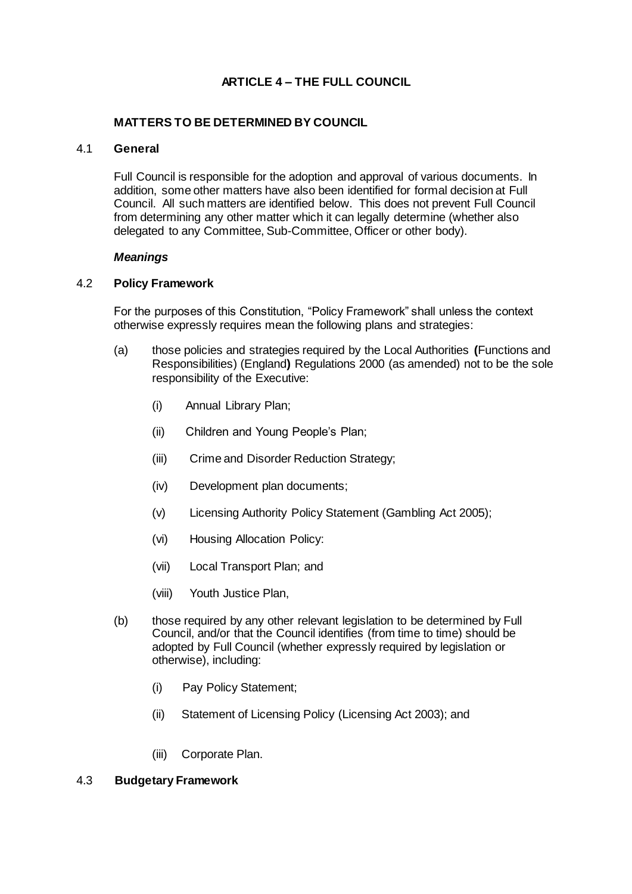# ARTICLE 4 – THE FULL COUNCIL

## MATTERS TO BE DETERMINED BY COUNCIL

### 4.1 General

Full Council is responsible for the adoption and approval of various documents. In addition, some other matters have also been identified for formal decision at Full Council. All such matters are identified below. This does not prevent Full Council from determining any other matter which it can legally determine (whether also delegated to any Committee, Sub-Committee, Officer or other body).

***Meanings***

### 4.2 Policy Framework

For the purposes of this Constitution, "Policy Framework" shall unless the context otherwise expressly requires mean the following plans and strategies:

(a) those policies and strategies required by the Local Authorities **(**Functions and Responsibilities) (England**)** Regulations 2000 (as amended) not to be the sole responsibility of the Executive:

- (i) Annual Library Plan;
- (ii) Children and Young People's Plan;
- (iii) Crime and Disorder Reduction Strategy;
- (iv) Development plan documents;
- (v) Licensing Authority Policy Statement (Gambling Act 2005);
- (vi) Housing Allocation Policy:
- (vii) Local Transport Plan; and
- (viii) Youth Justice Plan,

(b) those required by any other relevant legislation to be determined by Full Council, and/or that the Council identifies (from time to time) should be adopted by Full Council (whether expressly required by legislation or otherwise), including:

- (i) Pay Policy Statement;
- (ii) Statement of Licensing Policy (Licensing Act 2003); and
- (iii) Corporate Plan.

### 4.3 Budgetary Framework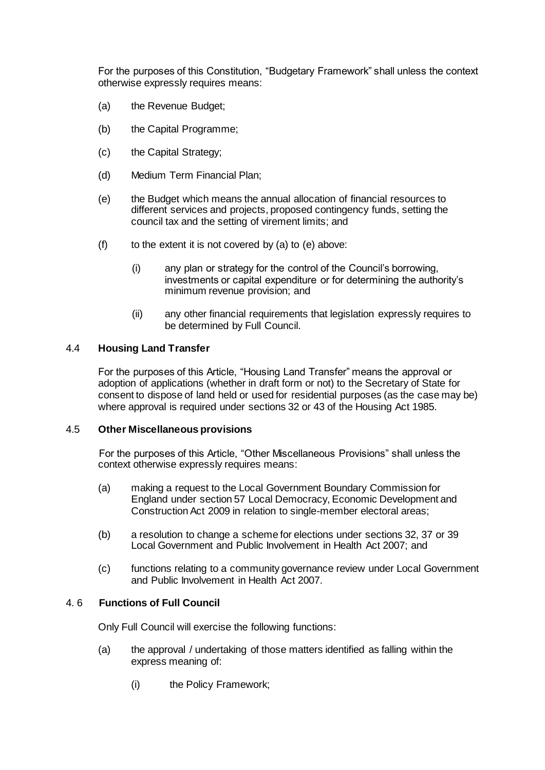For the purposes of this Constitution, "Budgetary Framework" shall unless the context otherwise expressly requires means:

(a) the Revenue Budget;

(b) the Capital Programme;

(c) the Capital Strategy;

(d) Medium Term Financial Plan;

(e) the Budget which means the annual allocation of financial resources to different services and projects, proposed contingency funds, setting the council tax and the setting of virement limits; and

(f) to the extent it is not covered by (a) to (e) above:

   (i) any plan or strategy for the control of the Council's borrowing, investments or capital expenditure or for determining the authority's minimum revenue provision; and

   (ii) any other financial requirements that legislation expressly requires to be determined by Full Council.

### 4.4 Housing Land Transfer

For the purposes of this Article, "Housing Land Transfer" means the approval or adoption of applications (whether in draft form or not) to the Secretary of State for consent to dispose of land held or used for residential purposes (as the case may be) where approval is required under sections 32 or 43 of the Housing Act 1985.

### 4.5 Other Miscellaneous provisions

For the purposes of this Article, "Other Miscellaneous Provisions" shall unless the context otherwise expressly requires means:

(a) making a request to the Local Government Boundary Commission for England under section 57 Local Democracy, Economic Development and Construction Act 2009 in relation to single-member electoral areas;

(b) a resolution to change a scheme for elections under sections 32, 37 or 39 Local Government and Public Involvement in Health Act 2007; and

(c) functions relating to a community governance review under Local Government and Public Involvement in Health Act 2007.

### 4. 6 Functions of Full Council

Only Full Council will exercise the following functions:

(a) the approval / undertaking of those matters identified as falling within the express meaning of:

   (i) the Policy Framework;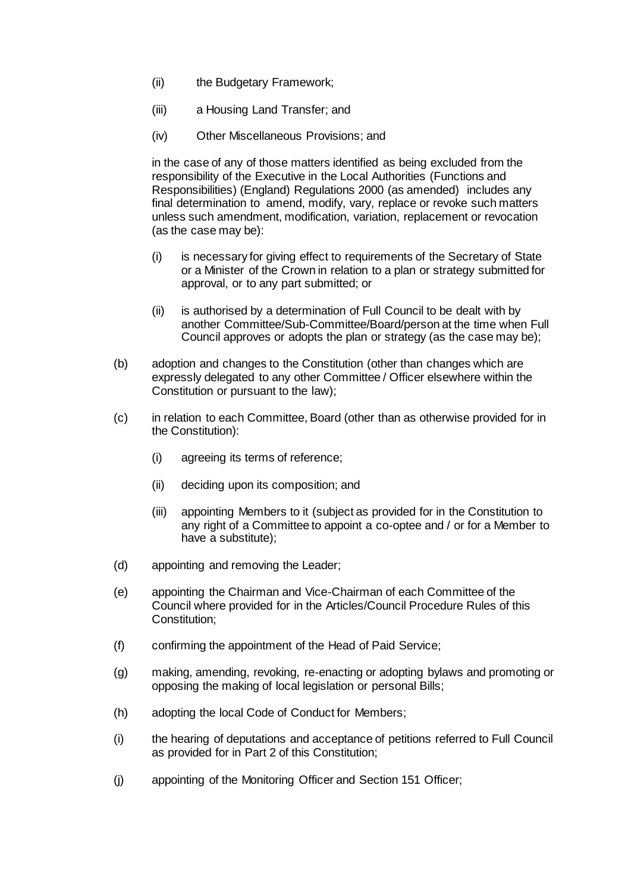(ii) the Budgetary Framework;

(iii) a Housing Land Transfer; and

(iv) Other Miscellaneous Provisions; and

in the case of any of those matters identified as being excluded from the responsibility of the Executive in the Local Authorities (Functions and Responsibilities) (England) Regulations 2000 (as amended) includes any final determination to amend, modify, vary, replace or revoke such matters unless such amendment, modification, variation, replacement or revocation (as the case may be):

(i) is necessary for giving effect to requirements of the Secretary of State or a Minister of the Crown in relation to a plan or strategy submitted for approval, or to any part submitted; or

(ii) is authorised by a determination of Full Council to be dealt with by another Committee/Sub-Committee/Board/person at the time when Full Council approves or adopts the plan or strategy (as the case may be);

(b) adoption and changes to the Constitution (other than changes which are expressly delegated to any other Committee / Officer elsewhere within the Constitution or pursuant to the law);

(c) in relation to each Committee, Board (other than as otherwise provided for in the Constitution):

(i) agreeing its terms of reference;

(ii) deciding upon its composition; and

(iii) appointing Members to it (subject as provided for in the Constitution to any right of a Committee to appoint a co-optee and / or for a Member to have a substitute);

(d) appointing and removing the Leader;

(e) appointing the Chairman and Vice-Chairman of each Committee of the Council where provided for in the Articles/Council Procedure Rules of this Constitution;

(f) confirming the appointment of the Head of Paid Service;

(g) making, amending, revoking, re-enacting or adopting bylaws and promoting or opposing the making of local legislation or personal Bills;

(h) adopting the local Code of Conduct for Members;

(i) the hearing of deputations and acceptance of petitions referred to Full Council as provided for in Part 2 of this Constitution;

(j) appointing of the Monitoring Officer and Section 151 Officer;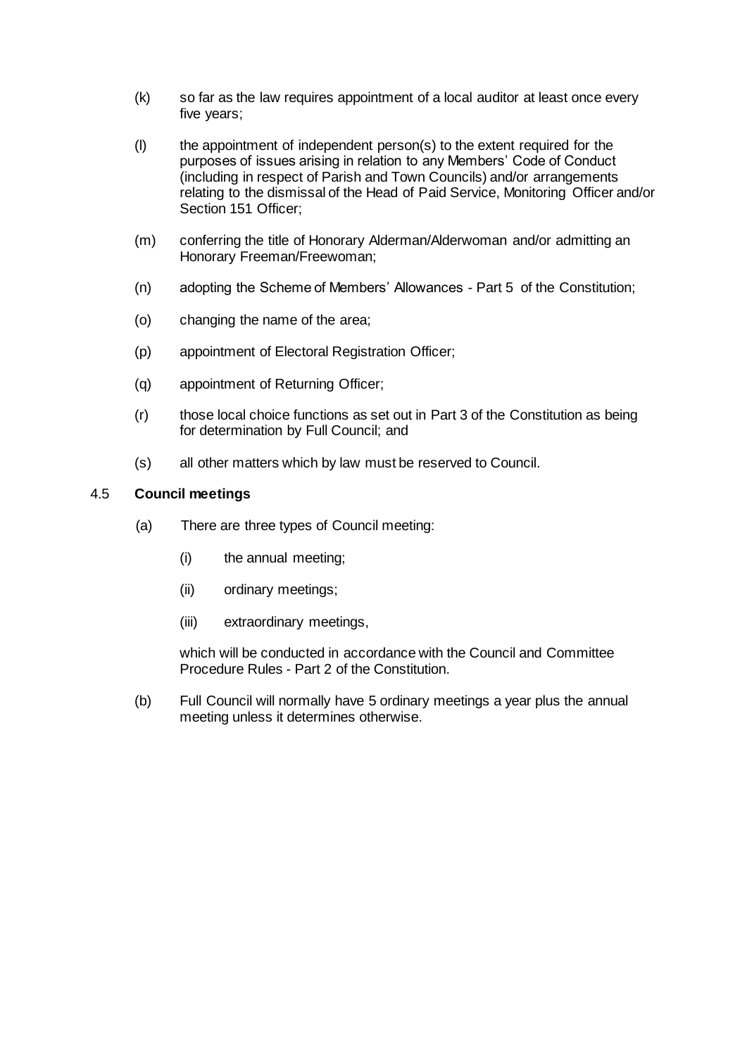(k) so far as the law requires appointment of a local auditor at least once every five years;

(l) the appointment of independent person(s) to the extent required for the purposes of issues arising in relation to any Members' Code of Conduct (including in respect of Parish and Town Councils) and/or arrangements relating to the dismissal of the Head of Paid Service, Monitoring Officer and/or Section 151 Officer;

(m) conferring the title of Honorary Alderman/Alderwoman and/or admitting an Honorary Freeman/Freewoman;

(n) adopting the Scheme of Members' Allowances - Part 5 of the Constitution;

(o) changing the name of the area;

(p) appointment of Electoral Registration Officer;

(q) appointment of Returning Officer;

(r) those local choice functions as set out in Part 3 of the Constitution as being for determination by Full Council; and

(s) all other matters which by law must be reserved to Council.

### 4.5 Council meetings

(a) There are three types of Council meeting:

- (i) the annual meeting;
- (ii) ordinary meetings;
- (iii) extraordinary meetings,

which will be conducted in accordance with the Council and Committee Procedure Rules - Part 2 of the Constitution.

(b) Full Council will normally have 5 ordinary meetings a year plus the annual meeting unless it determines otherwise.